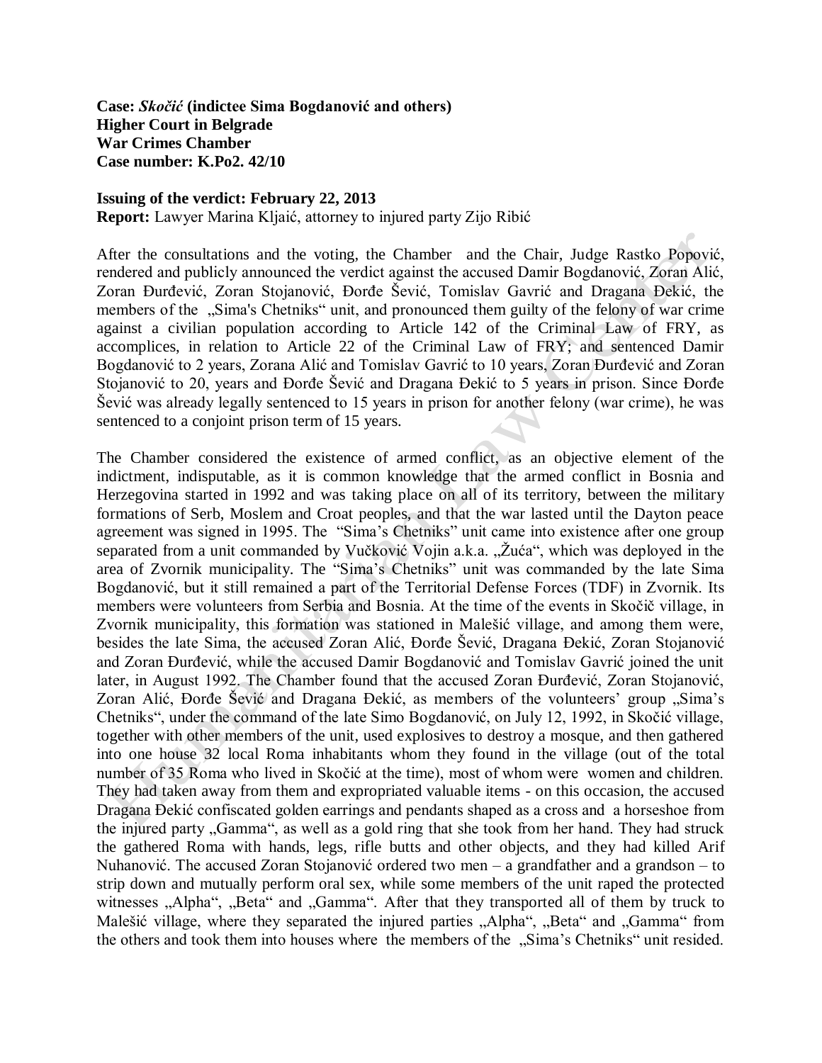**Case:** ***Skočić*** **(indictee Sima Bogdanović and others)**
**Higher Court in Belgrade**
**War Crimes Chamber**
**Case number: K.Po2. 42/10**

**Issuing of the verdict: February 22, 2013**
**Report:** Lawyer Marina Kljaić, attorney to injured party Zijo Ribić

After the consultations and the voting, the Chamber and the Chair, Judge Rastko Popović, rendered and publicly announced the verdict against the accused Damir Bogdanović, Zoran Alić, Zoran Đurđević, Zoran Stojanović, Đorđe Šević, Tomislav Gavrić and Dragana Đekić, the members of the „Sima's Chetniks" unit, and pronounced them guilty of the felony of war crime against a civilian population according to Article 142 of the Criminal Law of FRY, as accomplices, in relation to Article 22 of the Criminal Law of FRY; and sentenced Damir Bogdanović to 2 years, Zorana Alić and Tomislav Gavrić to 10 years, Zoran Đurđević and Zoran Stojanović to 20, years and Đorđe Šević and Dragana Đekić to 5 years in prison. Since Đorđe Šević was already legally sentenced to 15 years in prison for another felony (war crime), he was sentenced to a conjoint prison term of 15 years.

The Chamber considered the existence of armed conflict, as an objective element of the indictment, indisputable, as it is common knowledge that the armed conflict in Bosnia and Herzegovina started in 1992 and was taking place on all of its territory, between the military formations of Serb, Moslem and Croat peoples, and that the war lasted until the Dayton peace agreement was signed in 1995. The "Sima's Chetniks" unit came into existence after one group separated from a unit commanded by Vučković Vojin a.k.a. „Žuća", which was deployed in the area of Zvornik municipality. The "Sima's Chetniks" unit was commanded by the late Sima Bogdanović, but it still remained a part of the Territorial Defense Forces (TDF) in Zvornik. Its members were volunteers from Serbia and Bosnia. At the time of the events in Skočič village, in Zvornik municipality, this formation was stationed in Malešić village, and among them were, besides the late Sima, the accused Zoran Alić, Đorđe Šević, Dragana Đekić, Zoran Stojanović and Zoran Đurđević, while the accused Damir Bogdanović and Tomislav Gavrić joined the unit later, in August 1992. The Chamber found that the accused Zoran Đurđević, Zoran Stojanović, Zoran Alić, Đorđe Šević and Dragana Đekić, as members of the volunteers' group „Sima's Chetniks", under the command of the late Simo Bogdanović, on July 12, 1992, in Skočić village, together with other members of the unit, used explosives to destroy a mosque, and then gathered into one house 32 local Roma inhabitants whom they found in the village (out of the total number of 35 Roma who lived in Skočić at the time), most of whom were women and children. They had taken away from them and expropriated valuable items - on this occasion, the accused Dragana Đekić confiscated golden earrings and pendants shaped as a cross and a horseshoe from the injured party „Gamma", as well as a gold ring that she took from her hand. They had struck the gathered Roma with hands, legs, rifle butts and other objects, and they had killed Arif Nuhanović. The accused Zoran Stojanović ordered two men – a grandfather and a grandson – to strip down and mutually perform oral sex, while some members of the unit raped the protected witnesses „Alpha", „Beta" and „Gamma". After that they transported all of them by truck to Malešić village, where they separated the injured parties „Alpha", „Beta" and „Gamma" from the others and took them into houses where the members of the „Sima's Chetniks" unit resided.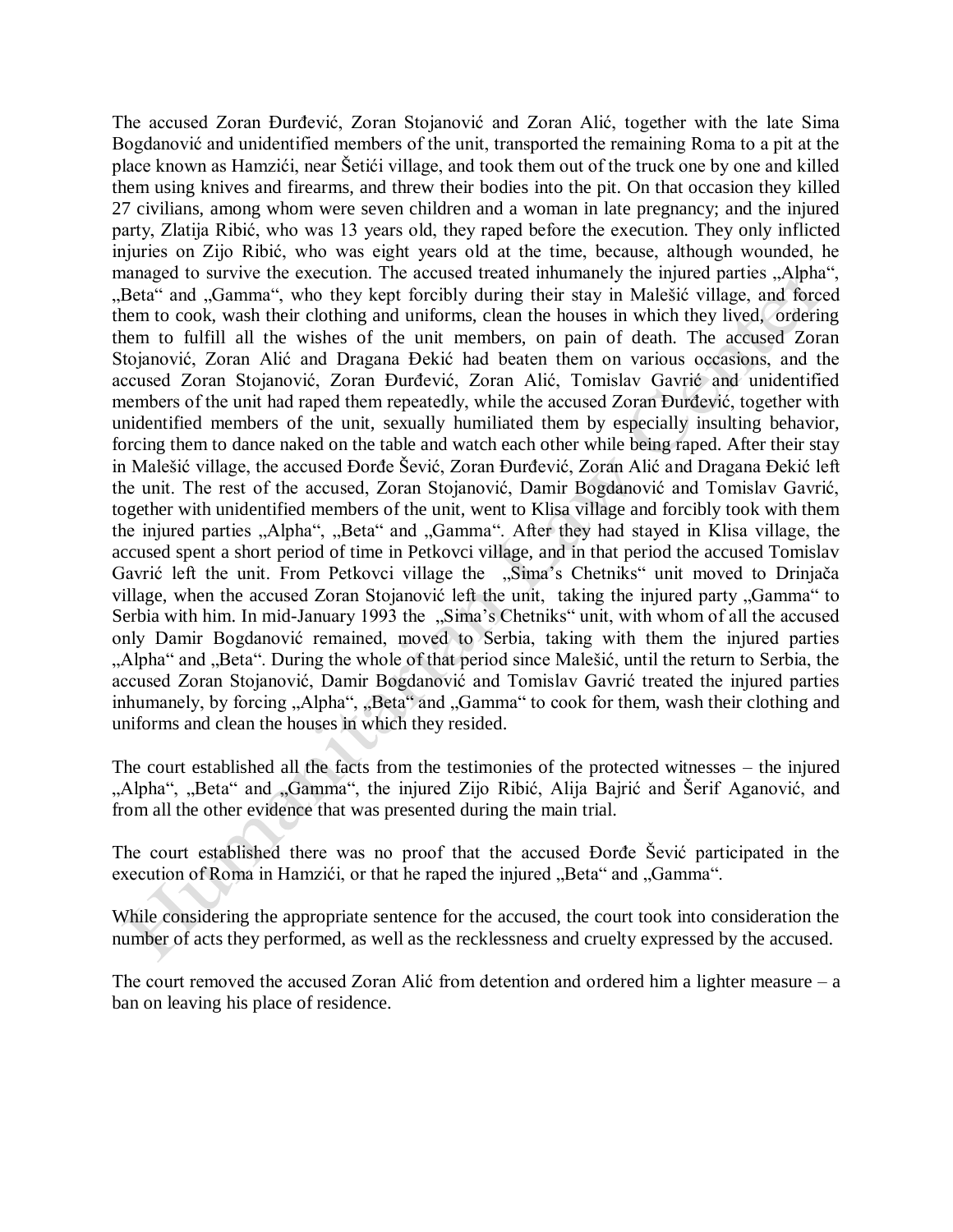The accused Zoran Đurđević, Zoran Stojanović and Zoran Alić, together with the late Sima Bogdanović and unidentified members of the unit, transported the remaining Roma to a pit at the place known as Hamzići, near Šetići village, and took them out of the truck one by one and killed them using knives and firearms, and threw their bodies into the pit. On that occasion they killed 27 civilians, among whom were seven children and a woman in late pregnancy; and the injured party, Zlatija Ribić, who was 13 years old, they raped before the execution. They only inflicted injuries on Zijo Ribić, who was eight years old at the time, because, although wounded, he managed to survive the execution. The accused treated inhumanely the injured parties „Alpha", „Beta" and „Gamma", who they kept forcibly during their stay in Malešić village, and forced them to cook, wash their clothing and uniforms, clean the houses in which they lived, ordering them to fulfill all the wishes of the unit members, on pain of death. The accused Zoran Stojanović, Zoran Alić and Dragana Đekić had beaten them on various occasions, and the accused Zoran Stojanović, Zoran Đurđević, Zoran Alić, Tomislav Gavrić and unidentified members of the unit had raped them repeatedly, while the accused Zoran Đurđević, together with unidentified members of the unit, sexually humiliated them by especially insulting behavior, forcing them to dance naked on the table and watch each other while being raped. After their stay in Malešić village, the accused Đorđe Šević, Zoran Đurđević, Zoran Alić and Dragana Đekić left the unit. The rest of the accused, Zoran Stojanović, Damir Bogdanović and Tomislav Gavrić, together with unidentified members of the unit, went to Klisa village and forcibly took with them the injured parties „Alpha", „Beta" and „Gamma". After they had stayed in Klisa village, the accused spent a short period of time in Petkovci village, and in that period the accused Tomislav Gavrić left the unit. From Petkovci village the „Sima's Chetniks" unit moved to Drinjača village, when the accused Zoran Stojanović left the unit, taking the injured party „Gamma" to Serbia with him. In mid-January 1993 the „Sima's Chetniks" unit, with whom of all the accused only Damir Bogdanović remained, moved to Serbia, taking with them the injured parties „Alpha" and „Beta". During the whole of that period since Malešić, until the return to Serbia, the accused Zoran Stojanović, Damir Bogdanović and Tomislav Gavrić treated the injured parties inhumanely, by forcing „Alpha", „Beta" and „Gamma" to cook for them, wash their clothing and uniforms and clean the houses in which they resided.

The court established all the facts from the testimonies of the protected witnesses – the injured „Alpha", „Beta" and „Gamma", the injured Zijo Ribić, Alija Bajrić and Šerif Aganović, and from all the other evidence that was presented during the main trial.

The court established there was no proof that the accused Đorđe Šević participated in the execution of Roma in Hamzići, or that he raped the injured „Beta" and „Gamma".

While considering the appropriate sentence for the accused, the court took into consideration the number of acts they performed, as well as the recklessness and cruelty expressed by the accused.

The court removed the accused Zoran Alić from detention and ordered him a lighter measure – a ban on leaving his place of residence.